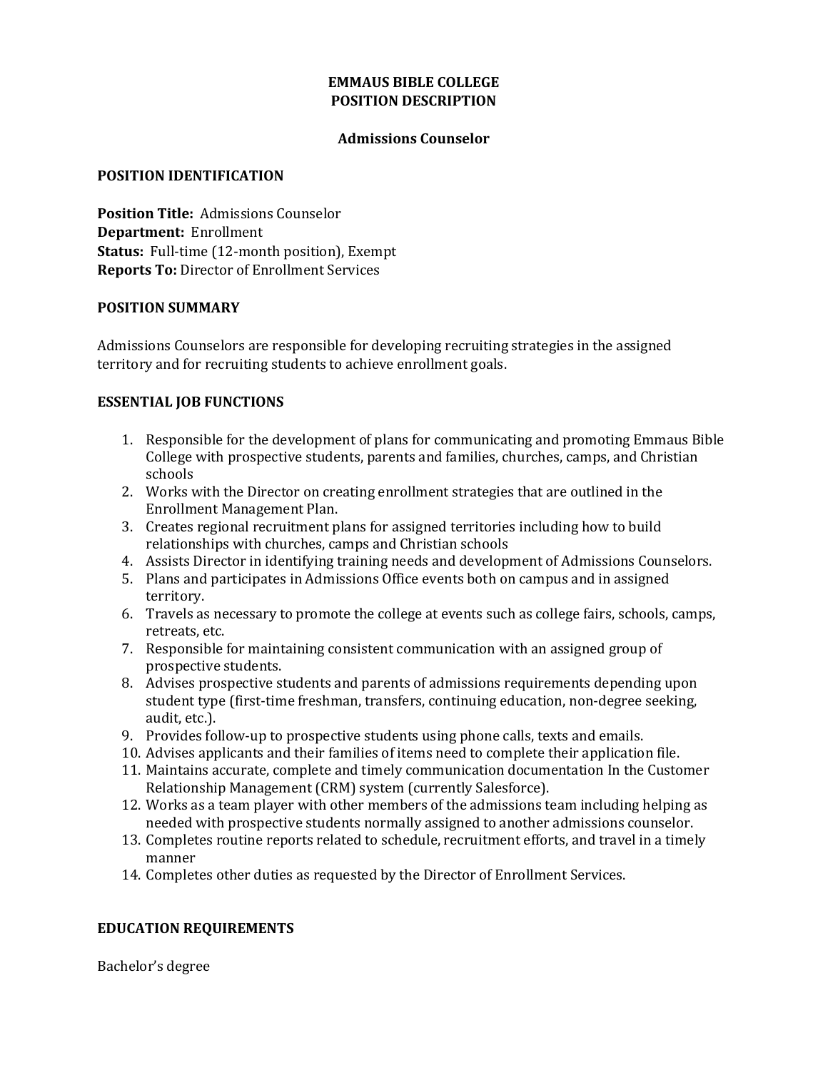# EMMAUS BIBLE COLLEGE
# POSITION DESCRIPTION

## Admissions Counselor

### POSITION IDENTIFICATION

**Position Title:** Admissions Counselor
**Department:** Enrollment
**Status:** Full-time (12-month position), Exempt
**Reports To:** Director of Enrollment Services

### POSITION SUMMARY

Admissions Counselors are responsible for developing recruiting strategies in the assigned territory and for recruiting students to achieve enrollment goals.

### ESSENTIAL JOB FUNCTIONS

1. Responsible for the development of plans for communicating and promoting Emmaus Bible College with prospective students, parents and families, churches, camps, and Christian schools
2. Works with the Director on creating enrollment strategies that are outlined in the Enrollment Management Plan.
3. Creates regional recruitment plans for assigned territories including how to build relationships with churches, camps and Christian schools
4. Assists Director in identifying training needs and development of Admissions Counselors.
5. Plans and participates in Admissions Office events both on campus and in assigned territory.
6. Travels as necessary to promote the college at events such as college fairs, schools, camps, retreats, etc.
7. Responsible for maintaining consistent communication with an assigned group of prospective students.
8. Advises prospective students and parents of admissions requirements depending upon student type (first-time freshman, transfers, continuing education, non-degree seeking, audit, etc.).
9. Provides follow-up to prospective students using phone calls, texts and emails.
10. Advises applicants and their families of items need to complete their application file.
11. Maintains accurate, complete and timely communication documentation In the Customer Relationship Management (CRM) system (currently Salesforce).
12. Works as a team player with other members of the admissions team including helping as needed with prospective students normally assigned to another admissions counselor.
13. Completes routine reports related to schedule, recruitment efforts, and travel in a timely manner
14. Completes other duties as requested by the Director of Enrollment Services.

### EDUCATION REQUIREMENTS

Bachelor's degree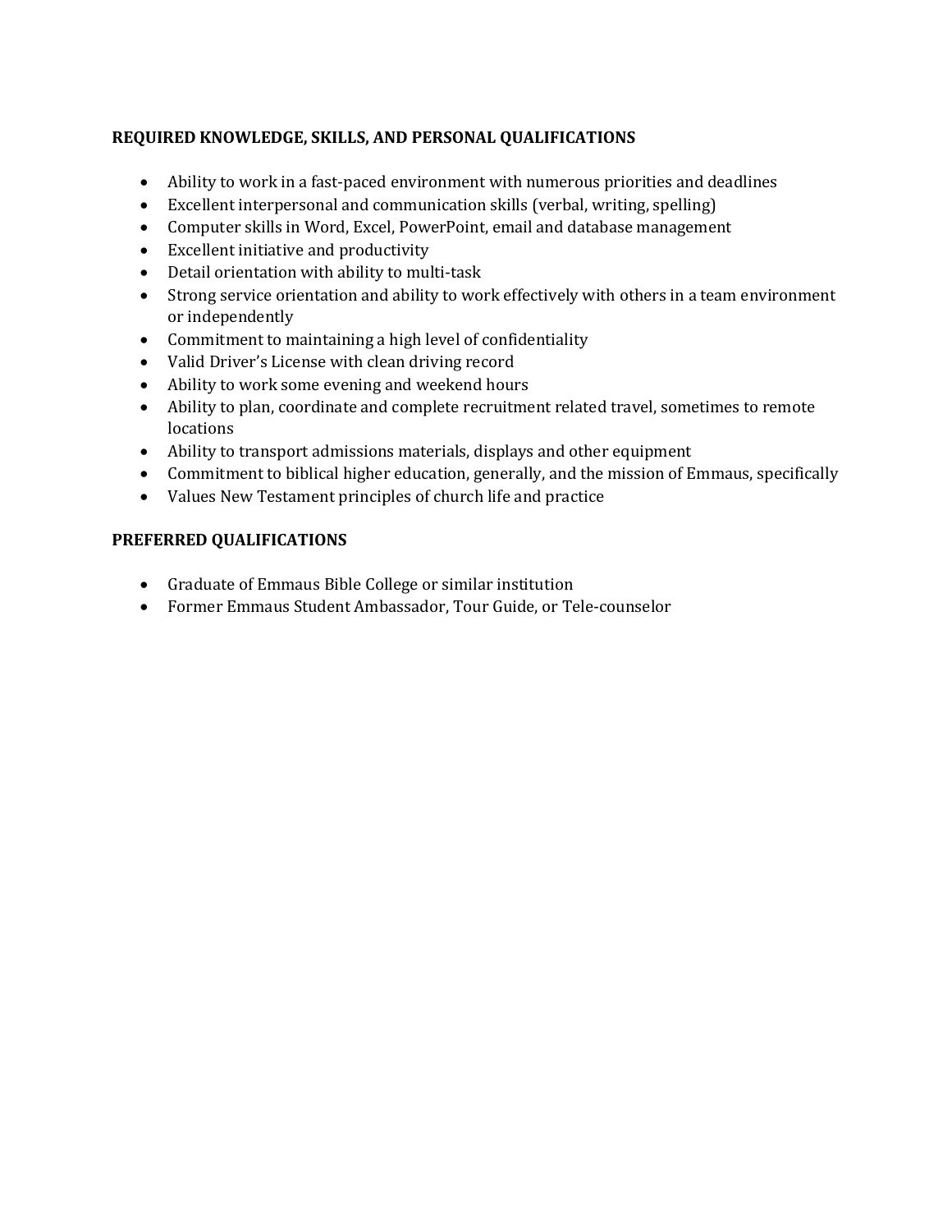**REQUIRED KNOWLEDGE, SKILLS, AND PERSONAL QUALIFICATIONS**

- Ability to work in a fast-paced environment with numerous priorities and deadlines
- Excellent interpersonal and communication skills (verbal, writing, spelling)
- Computer skills in Word, Excel, PowerPoint, email and database management
- Excellent initiative and productivity
- Detail orientation with ability to multi-task
- Strong service orientation and ability to work effectively with others in a team environment or independently
- Commitment to maintaining a high level of confidentiality
- Valid Driver's License with clean driving record
- Ability to work some evening and weekend hours
- Ability to plan, coordinate and complete recruitment related travel, sometimes to remote locations
- Ability to transport admissions materials, displays and other equipment
- Commitment to biblical higher education, generally, and the mission of Emmaus, specifically
- Values New Testament principles of church life and practice

**PREFERRED QUALIFICATIONS**

- Graduate of Emmaus Bible College or similar institution
- Former Emmaus Student Ambassador, Tour Guide, or Tele-counselor